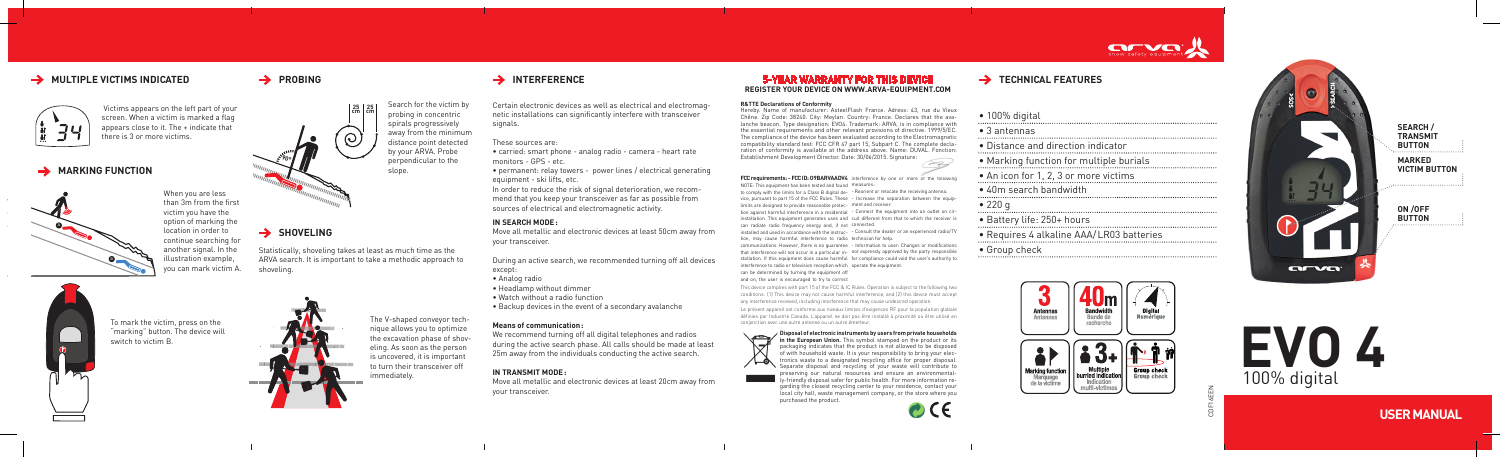## MULTIPLE VICTIMS INDICATED

Victims appears on the left part of your screen. When a victim is marked a flag appears close to it. The + indicate that there is 3 or more victims.

## MARKING FUNCTION

When you are less than 3m from the first victim you have the option of marking the location in order to continue searching for another signal. In the illustration example, you can mark victim A.

To mark the victim, press on the "marking" button. The device will switch to victim B.

## PROBING

Search for the victim by probing in concentric spirals progressively away from the minimum distance point detected by your ARVA. Probe perpendicular to the slope.

## SHOVELING

Statistically, shoveling takes at least as much time as the ARVA search. It is important to take a methodic approach to shoveling.

The V-shaped conveyor technique allows you to optimize the excavation phase of shoveling. As soon as the person is uncovered, it is important to turn their transceiver off immediately.

## INTERFERENCE

Certain electronic devices as well as electrical and electromagnetic installations can significantly interfere with transceiver signals.

These sources are:

- carried: smart phone - analog radio - camera - heart rate monitors - GPS - etc.
- permanent: relay towers - power lines / electrical generating equipment - ski lifts, etc.

In order to reduce the risk of signal deterioration, we recommend that you keep your transceiver as far as possible from sources of electrical and electromagnetic activity.

**IN SEARCH MODE:**
Move all metallic and electronic devices at least 50cm away from your transceiver.

During an active search, we recommended turning off all devices except:

- Analog radio
- Headlamp without dimmer
- Watch without a radio function
- Backup devices in the event of a secondary avalanche

**Means of communication:**
We recommend turning off all digital telephones and radios during the active search phase. All calls should be made at least 25m away from the individuals conducting the active search.

**IN TRANSMIT MODE:**
Move all metallic and electronic devices at least 20cm away from your transceiver.

## 5-YEAR WARRANTY FOR THIS DEVICE
**REGISTER YOUR DEVICE ON WWW.ARVA-EQUIPMENT.COM**

**R&TTE Declarations of Conformity**
Hereby, Name of manufacturer: Axitel/Flash France. Adress: 43, rue du Vieux Chêne. Zip Code: 38240. City: Meylan. Country: France. Declares that the avalanche beacon. Type designation: EVO4. Trademark: ARVA. is in compliance with the essential requirements and other relevant provisions of directive. 1999/5/EC. The compliance of the device has been evaluated according to the Electromagnetic compatibility standard test: FCC CFR 47 part 15, Subpart C. The complete declaration of conformity is available at the address above. Name: DUVAL. Function: Establishment Development Director. Date: 30/06/2015. Signature:

**FCC requirements : - FCC ID: O9BARVAADV4**
NOTE: This equipment has been tested and found to comply with the limits for a Class B digital device, pursuant to part 15 of the FCC Rules. These limits are designed to provide reasonable protection against harmful interference in a residential installation. This equipment generates uses and can radiate radio frequency energy and, if not installed and used in accordance with the instruction, may cause harmful interference to radio communications. However, there is no guarantee that interference will not occur in a particular installation. If this equipment does cause harmful interference to radio or television reception which can be determined by turning the equipment off and on, the user is encouraged to try to correct interference by one or more of the following measures:

- Reorient or relocate the receiving antenna.
- Increase the separation between the equipment and receiver.
- Connect the equipment into an outlet on circuit different from that to which the receiver is connected.
- Consult the dealer or an experienced radio/TV technician for help.
- Information to user: Changes or modifications not expressly approved by the party responsible for compliance could void the user's authority to operate the equipment.

This device complies with part 15 of the FCC & IC Rules. Operation is subject to the following two conditions: (1) This device may not cause harmful interference, and (2) this device must accept any interference received, including interference that may cause undesired operation.

Le présent appareil est conforme aux niveaux limites d'exigences RF pour la population globale définies par l'industrie Canada. L'appareil ne doit pas être installé à proximité ou être utilisé en conjonction avec une autre antenne ou un autre émetteur.

**Disposal of electronic instruments by users from private households in the European Union.** This symbol stamped on the product or its packaging indicates that the product is not allowed to be disposed of with household waste. It is your responsibility to bring your electronics waste to a designated recycling office for proper disposal. Separate disposal and recycling of your waste will contribute to preserving our natural resources and ensure an environmentally-friendly disposal safer for public health. For more information regarding the closest recycling center to your residence, contact your local city hall, waste management company, or the store where you purchased the product.

## TECHNICAL FEATURES

- 100% digital
- 3 antennas
- Distance and direction indicator
- Marking function for multiple burials
- An icon for 1, 2, 3 or more victims
- 40m search bandwidth
- 220 g
- Battery life: 250+ hours
- Requires 4 alkaline AAA/LR03 batteries
- Group check

3 Antennas / Antennes

40m Bandwidth / Bande de recherche

Digital / Numérique

Marking function / Marquage de la victime

3+ Multiple burried indication / Indication multi-victimes

Group check / Group check

SEARCH / TRANSMIT BUTTON

MARKED VICTIM BUTTON

ON / OFF BUTTON

# EVO 4

100% digital

**USER MANUAL**

C0F16EEN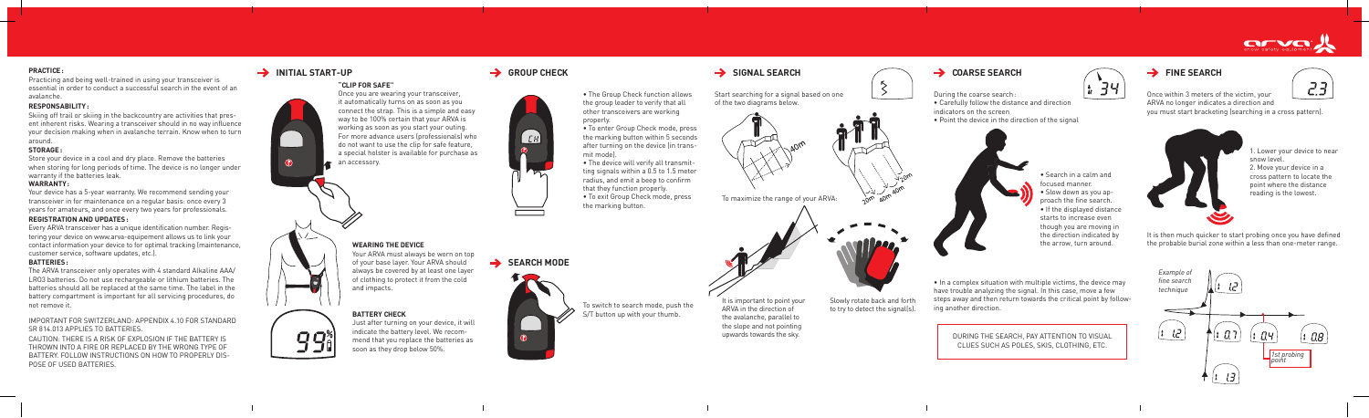### PRACTICE :

Practicing and being well-trained in using your transceiver is essential in order to conduct a successful search in the event of an avalanche.

### RESPONSABILITY :

Skiing off trail or skiing in the backcountry are activities that present inherent risks. Wearing a transceiver should in no way influence your decision making when in avalanche terrain. Know when to turn around.

### STORAGE :

Store your device in a cool and dry place. Remove the batteries when storing for long periods of time. The device is no longer under warranty if the batteries leak.

### WARRANTY :

Your device has a 5-year warranty. We recommend sending your transceiver in for maintenance on a regular basis: once every 3 years for amateurs, and once every two years for professionals.

### REGISTRATION AND UPDATES :

Every ARVA transceiver has a unique identification number. Registering your device on www.arva-equipement allows us to link your contact information your device to for optimal tracking (maintenance, customer service, software updates, etc.).

### BATTERIES :

The ARVA transceiver only operates with 4 standard Alkaline AAA/ LR03 batteries. Do not use rechargeable or lithium batteries. The batteries should all be replaced at the same time. The label in the battery compartment is important for all servicing procedures, do not remove it.

IMPORTANT FOR SWITZERLAND: APPENDIX 4.10 FOR STANDARD SR 814.013 APPLIES TO BATTERIES.

CAUTION: THERE IS A RISK OF EXPLOSION IF THE BATTERY IS THROWN INTO A FIRE OR REPLACED BY THE WRONG TYPE OF BATTERY. FOLLOW INSTRUCTIONS ON HOW TO PROPERLY DISPOSE OF USED BATTERIES.

## INITIAL START-UP

### "CLIP FOR SAFE"

Once you are wearing your transceiver, it automatically turns on as soon as you connect the strap. This is a simple and easy way to be 100% certain that your ARVA is working as soon as you start your outing. For more advance users (professionals) who do not want to use the clip for safe feature, a special holster is available for purchase as an accessory.

### WEARING THE DEVICE

Your ARVA must always be worn on top of your base layer. Your ARVA should always be covered by at least one layer of clothing to protect it from the cold and impacts.

### BATTERY CHECK

Just after turning on your device, it will indicate the battery level. We recommend that you replace the batteries as soon as they drop below 50%.

99%

## GROUP CHECK

CH

- The Group Check function allows the group leader to verify that all other transceivers are working properly.
- To enter Group Check mode, press the marking button within 5 seconds after turning on the device (in transmit mode).
- The device will verify all transmitting signals within a 0.5 to 1.5 meter radius, and emit a beep to confirm that they function properly.
- To exit Group Check mode, press the marking button.

## SEARCH MODE

To switch to search mode, push the S/T button up with your thumb.

## SIGNAL SEARCH

Start searching for a signal based on one of the two diagrams below.

40m

20m 40m 40m 20m

To maximize the range of your ARVA:

It is important to point your ARVA in the direction of the avalanche, parallel to the slope and not pointing upwards towards the sky.

Slowly rotate back and forth to try to detect the signal(s).

## COARSE SEARCH

34

During the coarse search :
- Carefully follow the distance and direction indicators on the screen
- Point the device in the direction of the signal

- Search in a calm and focused manner.
- Slow down as you approach the fine search.
- If the displayed distance starts to increase even though you are moving in the direction indicated by the arrow, turn around.

- In a complex situation with multiple victims, the device may have trouble analyzing the signal. In this case, move a few steps away and then return towards the critical point by following another direction.

DURING THE SEARCH, PAY ATTENTION TO VISUAL CLUES SUCH AS POLES, SKIS, CLOTHING, ETC.

## FINE SEARCH

2.3

Once within 3 meters of the victim, your ARVA no longer indicates a direction and you must start bracketing (searching in a cross pattern).

1. Lower your device to near snow level.
2. Move your device in a cross pattern to locate the point where the distance reading is the lowest.

It is then much quicker to start probing once you have defined the probable burial zone within a less than one-meter range.

*Example of fine search technique*

1.2

1.2 0.7 0.4 0.8

1st probing point

1.3